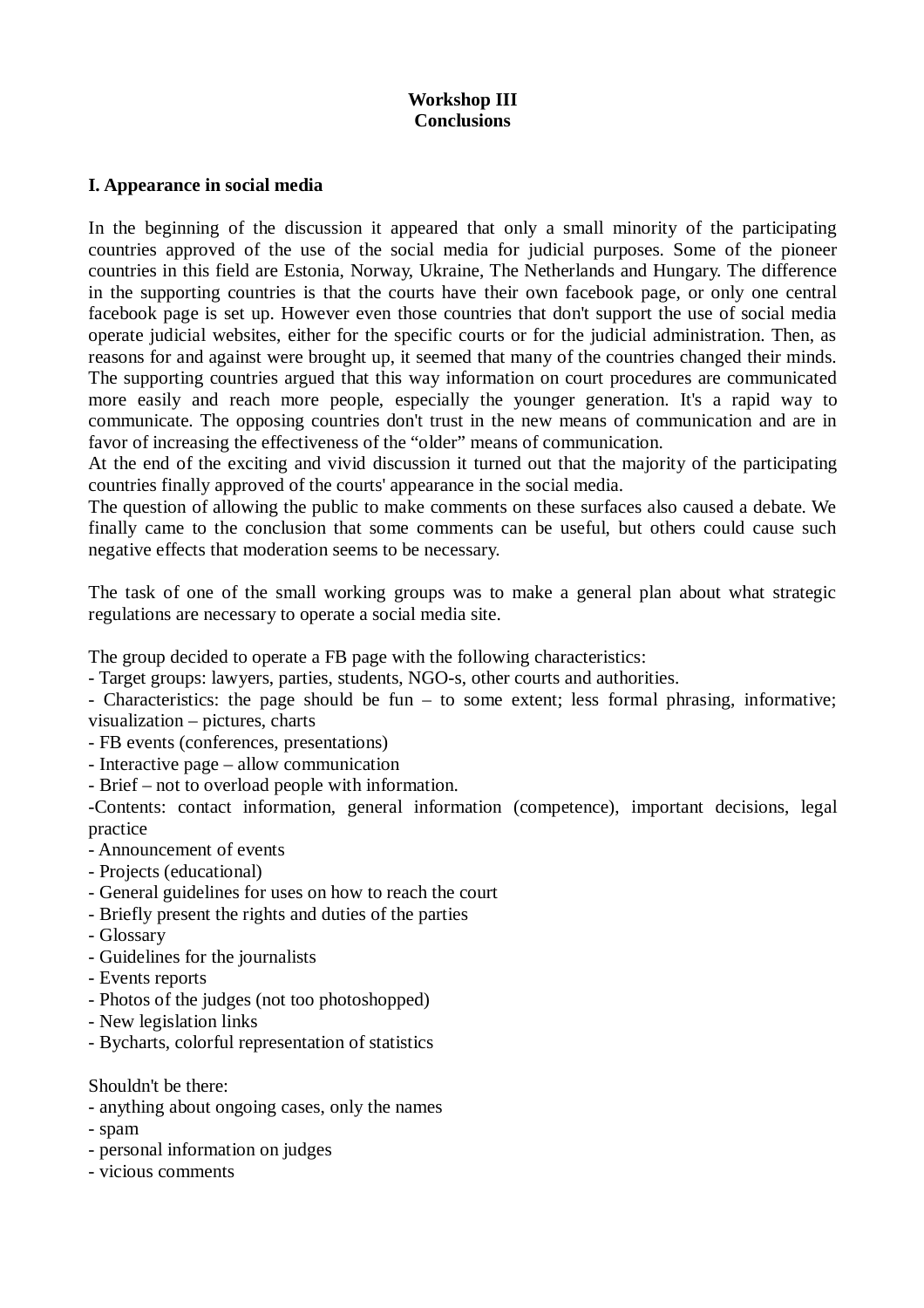**Workshop III**
**Conclusions**

## I. Appearance in social media

In the beginning of the discussion it appeared that only a small minority of the participating countries approved of the use of the social media for judicial purposes. Some of the pioneer countries in this field are Estonia, Norway, Ukraine, The Netherlands and Hungary. The difference in the supporting countries is that the courts have their own facebook page, or only one central facebook page is set up. However even those countries that don't support the use of social media operate judicial websites, either for the specific courts or for the judicial administration. Then, as reasons for and against were brought up, it seemed that many of the countries changed their minds. The supporting countries argued that this way information on court procedures are communicated more easily and reach more people, especially the younger generation. It's a rapid way to communicate. The opposing countries don't trust in the new means of communication and are in favor of increasing the effectiveness of the "older" means of communication.
At the end of the exciting and vivid discussion it turned out that the majority of the participating countries finally approved of the courts' appearance in the social media.
The question of allowing the public to make comments on these surfaces also caused a debate. We finally came to the conclusion that some comments can be useful, but others could cause such negative effects that moderation seems to be necessary.

The task of one of the small working groups was to make a general plan about what strategic regulations are necessary to operate a social media site.

The group decided to operate a FB page with the following characteristics:
- Target groups: lawyers, parties, students, NGO-s, other courts and authorities.
- Characteristics: the page should be fun – to some extent; less formal phrasing, informative; visualization – pictures, charts
- FB events (conferences, presentations)
- Interactive page – allow communication
- Brief – not to overload people with information.
- Contents: contact information, general information (competence), important decisions, legal practice
- Announcement of events
- Projects (educational)
- General guidelines for uses on how to reach the court
- Briefly present the rights and duties of the parties
- Glossary
- Guidelines for the journalists
- Events reports
- Photos of the judges (not too photoshopped)
- New legislation links
- Bycharts, colorful representation of statistics

Shouldn't be there:
- anything about ongoing cases, only the names
- spam
- personal information on judges
- vicious comments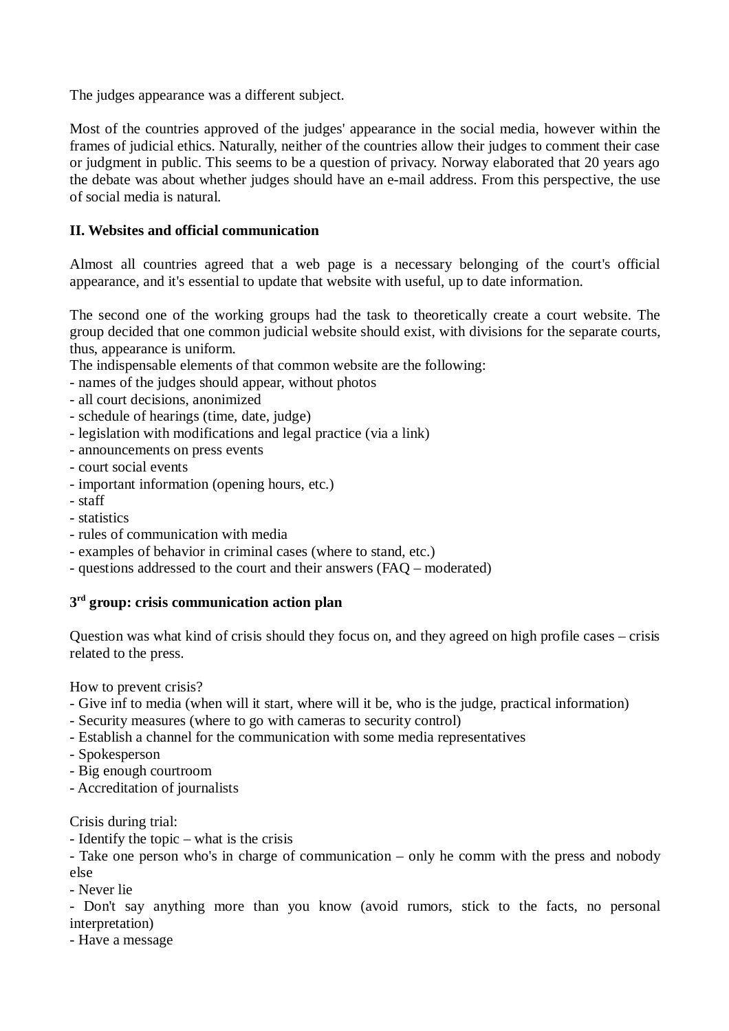The judges appearance was a different subject.

Most of the countries approved of the judges' appearance in the social media, however within the frames of judicial ethics. Naturally, neither of the countries allow their judges to comment their case or judgment in public. This seems to be a question of privacy. Norway elaborated that 20 years ago the debate was about whether judges should have an e-mail address. From this perspective, the use of social media is natural.

**II. Websites and official communication**

Almost all countries agreed that a web page is a necessary belonging of the court's official appearance, and it's essential to update that website with useful, up to date information.

The second one of the working groups had the task to theoretically create a court website. The group decided that one common judicial website should exist, with divisions for the separate courts, thus, appearance is uniform.

The indispensable elements of that common website are the following:

- names of the judges should appear, without photos
- all court decisions, anonimized
- schedule of hearings (time, date, judge)
- legislation with modifications and legal practice (via a link)
- announcements on press events
- court social events
- important information (opening hours, etc.)
- staff
- statistics
- rules of communication with media
- examples of behavior in criminal cases (where to stand, etc.)
- questions addressed to the court and their answers (FAQ – moderated)

**3rd group: crisis communication action plan**

Question was what kind of crisis should they focus on, and they agreed on high profile cases – crisis related to the press.

How to prevent crisis?

- Give inf to media (when will it start, where will it be, who is the judge, practical information)
- Security measures (where to go with cameras to security control)
- Establish a channel for the communication with some media representatives
- Spokesperson
- Big enough courtroom
- Accreditation of journalists

Crisis during trial:

- Identify the topic – what is the crisis
- Take one person who's in charge of communication – only he comm with the press and nobody else
- Never lie
- Don't say anything more than you know (avoid rumors, stick to the facts, no personal interpretation)
- Have a message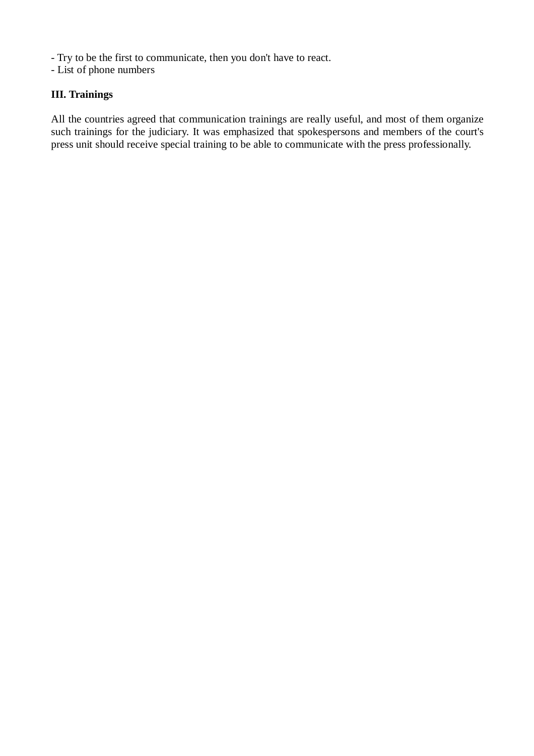- Try to be the first to communicate, then you don't have to react.
- List of phone numbers

**III. Trainings**

All the countries agreed that communication trainings are really useful, and most of them organize such trainings for the judiciary. It was emphasized that spokespersons and members of the court's press unit should receive special training to be able to communicate with the press professionally.